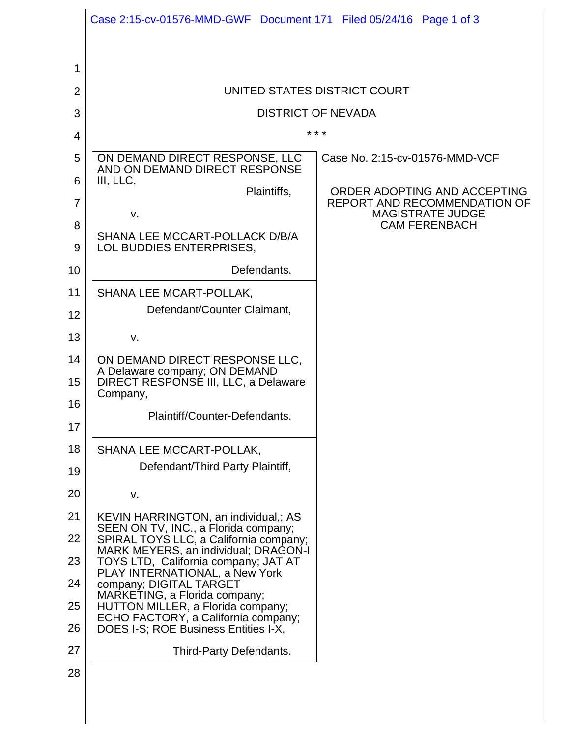UNITED STATES DISTRICT COURT

DISTRICT OF NEVADA

\* \* \*

| | |
|---|---|
| ON DEMAND DIRECT RESPONSE, LLC AND ON DEMAND DIRECT RESPONSE III, LLC,<br><br>Plaintiffs,<br><br>v.<br><br>SHANA LEE MCCART-POLLACK D/B/A LOL BUDDIES ENTERPRISES,<br><br>Defendants. | Case No. 2:15-cv-01576-MMD-VCF<br><br>ORDER ADOPTING AND ACCEPTING REPORT AND RECOMMENDATION OF MAGISTRATE JUDGE CAM FERENBACH |
| SHANA LEE MCART-POLLAK,<br><br>Defendant/Counter Claimant,<br><br>v.<br><br>ON DEMAND DIRECT RESPONSE LLC, A Delaware company; ON DEMAND DIRECT RESPONSE III, LLC, a Delaware Company,<br><br>Plaintiff/Counter-Defendants. | |
| SHANA LEE MCCART-POLLAK,<br><br>Defendant/Third Party Plaintiff,<br><br>v.<br><br>KEVIN HARRINGTON, an individual,; AS SEEN ON TV, INC., a Florida company; SPIRAL TOYS LLC, a California company; MARK MEYERS, an individual; DRAGON-I TOYS LTD, California company; JAT AT PLAY INTERNATIONAL, a New York company; DIGITAL TARGET MARKETING, a Florida company; HUTTON MILLER, a Florida company; ECHO FACTORY, a California company; DOES I-S; ROE Business Entities I-X,<br><br>Third-Party Defendants. | |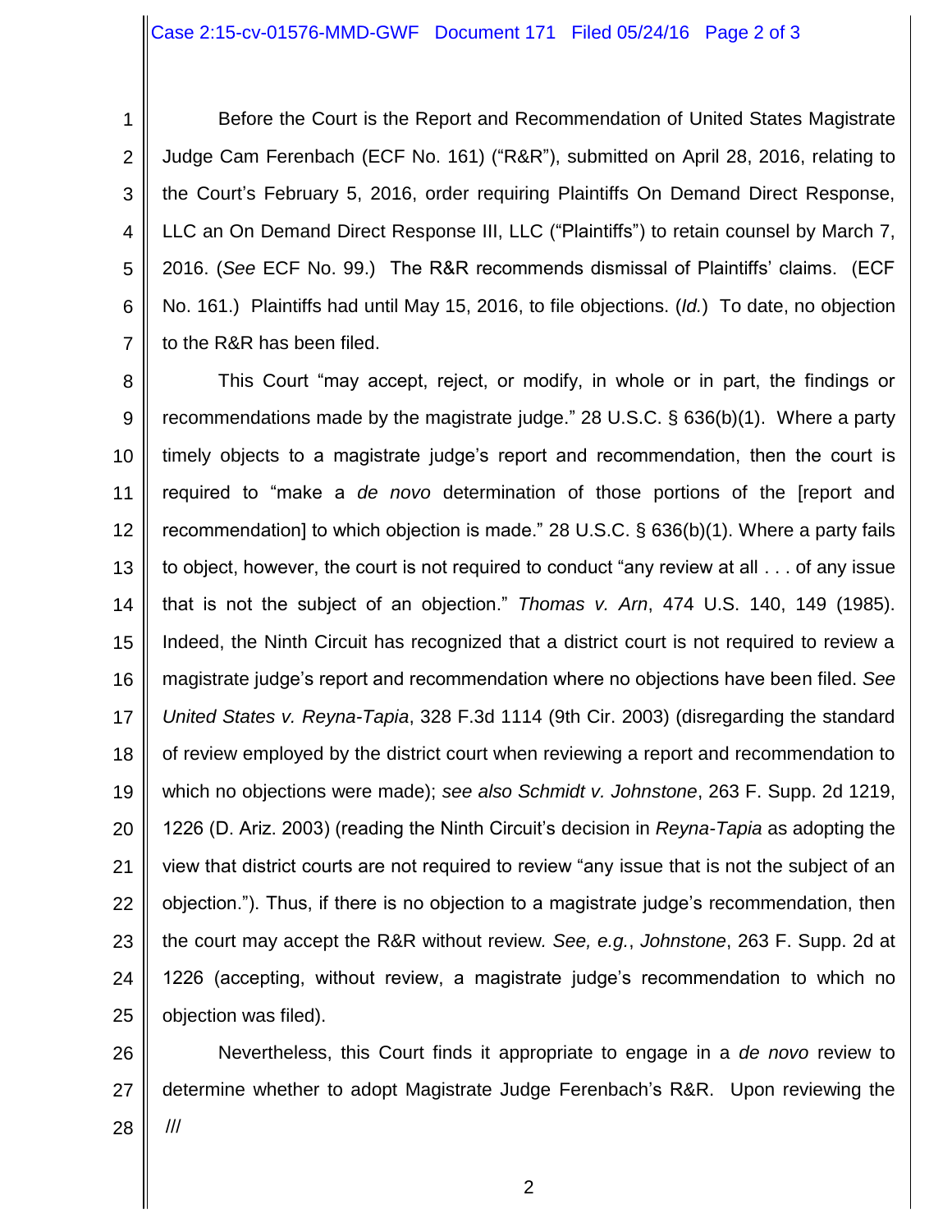Before the Court is the Report and Recommendation of United States Magistrate Judge Cam Ferenbach (ECF No. 161) ("R&R"), submitted on April 28, 2016, relating to the Court's February 5, 2016, order requiring Plaintiffs On Demand Direct Response, LLC an On Demand Direct Response III, LLC ("Plaintiffs") to retain counsel by March 7, 2016. (*See* ECF No. 99.) The R&R recommends dismissal of Plaintiffs' claims. (ECF No. 161.) Plaintiffs had until May 15, 2016, to file objections. (*Id.*) To date, no objection to the R&R has been filed.

This Court "may accept, reject, or modify, in whole or in part, the findings or recommendations made by the magistrate judge." 28 U.S.C. § 636(b)(1). Where a party timely objects to a magistrate judge's report and recommendation, then the court is required to "make a *de novo* determination of those portions of the [report and recommendation] to which objection is made." 28 U.S.C. § 636(b)(1). Where a party fails to object, however, the court is not required to conduct "any review at all . . . of any issue that is not the subject of an objection." *Thomas v. Arn*, 474 U.S. 140, 149 (1985). Indeed, the Ninth Circuit has recognized that a district court is not required to review a magistrate judge's report and recommendation where no objections have been filed. *See United States v. Reyna-Tapia*, 328 F.3d 1114 (9th Cir. 2003) (disregarding the standard of review employed by the district court when reviewing a report and recommendation to which no objections were made); *see also Schmidt v. Johnstone*, 263 F. Supp. 2d 1219, 1226 (D. Ariz. 2003) (reading the Ninth Circuit's decision in *Reyna-Tapia* as adopting the view that district courts are not required to review "any issue that is not the subject of an objection."). Thus, if there is no objection to a magistrate judge's recommendation, then the court may accept the R&R without review. *See, e.g.*, *Johnstone*, 263 F. Supp. 2d at 1226 (accepting, without review, a magistrate judge's recommendation to which no objection was filed).

Nevertheless, this Court finds it appropriate to engage in a *de novo* review to determine whether to adopt Magistrate Judge Ferenbach's R&R. Upon reviewing the

///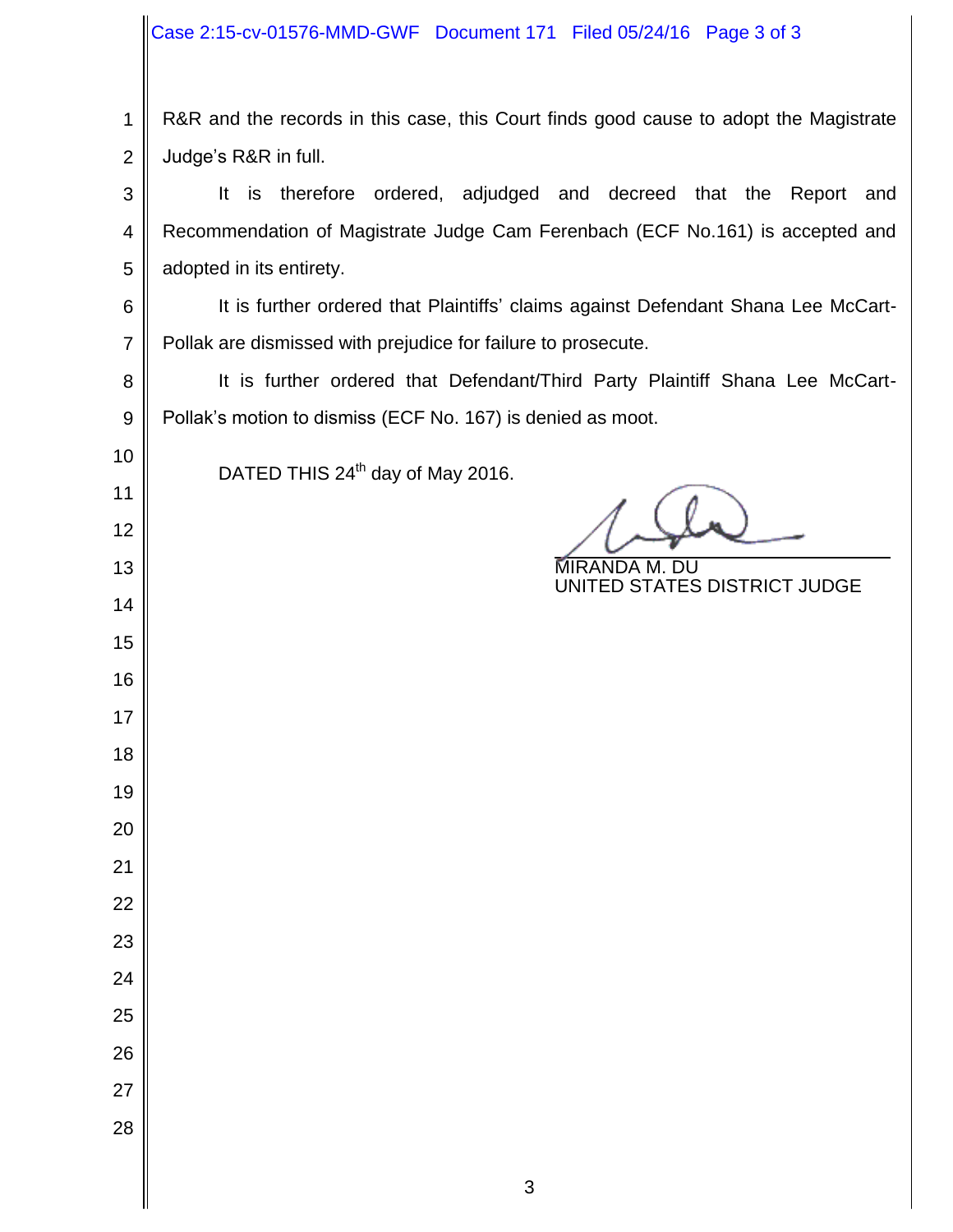R&R and the records in this case, this Court finds good cause to adopt the Magistrate Judge's R&R in full.

It is therefore ordered, adjudged and decreed that the Report and Recommendation of Magistrate Judge Cam Ferenbach (ECF No.161) is accepted and adopted in its entirety.

It is further ordered that Plaintiffs' claims against Defendant Shana Lee McCart-Pollak are dismissed with prejudice for failure to prosecute.

It is further ordered that Defendant/Third Party Plaintiff Shana Lee McCart-Pollak's motion to dismiss (ECF No. 167) is denied as moot.

DATED THIS 24th day of May 2016.

MIRANDA M. DU
UNITED STATES DISTRICT JUDGE